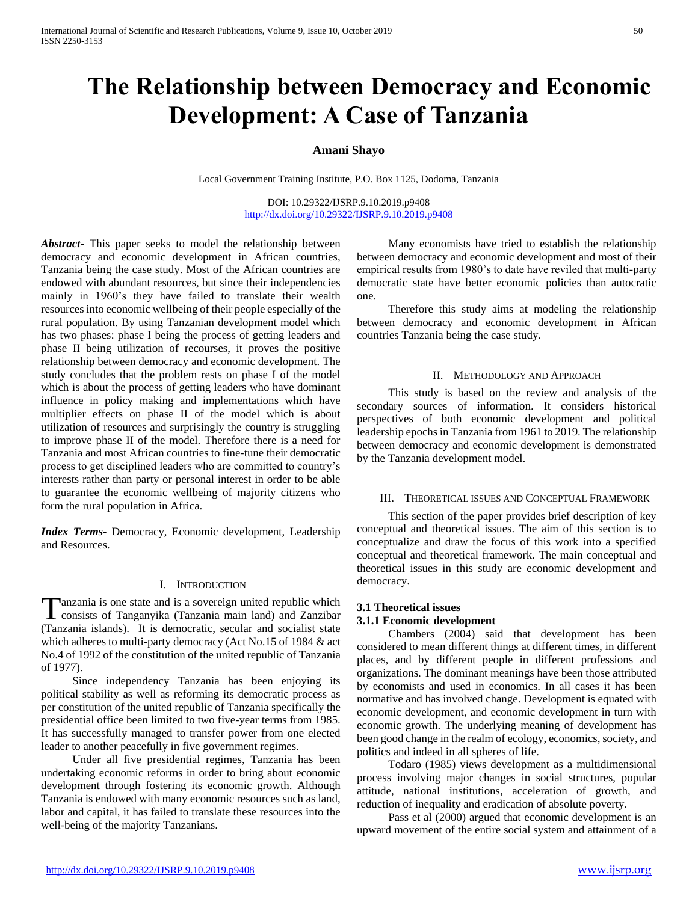# The Relationship between Democracy and Economic Development: A Case of Tanzania

**Amani Shayo**

Local Government Training Institute, P.O. Box 1125, Dodoma, Tanzania

DOI: 10.29322/IJSRP.9.10.2019.p9408
http://dx.doi.org/10.29322/IJSRP.9.10.2019.p9408

***Abstract***- This paper seeks to model the relationship between democracy and economic development in African countries, Tanzania being the case study. Most of the African countries are endowed with abundant resources, but since their independencies mainly in 1960's they have failed to translate their wealth resources into economic wellbeing of their people especially of the rural population. By using Tanzanian development model which has two phases: phase I being the process of getting leaders and phase II being utilization of recourses, it proves the positive relationship between democracy and economic development. The study concludes that the problem rests on phase I of the model which is about the process of getting leaders who have dominant influence in policy making and implementations which have multiplier effects on phase II of the model which is about utilization of resources and surprisingly the country is struggling to improve phase II of the model. Therefore there is a need for Tanzania and most African countries to fine-tune their democratic process to get disciplined leaders who are committed to country's interests rather than party or personal interest in order to be able to guarantee the economic wellbeing of majority citizens who form the rural population in Africa.

***Index Terms***- Democracy, Economic development, Leadership and Resources.

## I. Introduction

Tanzania is one state and is a sovereign united republic which consists of Tanganyika (Tanzania main land) and Zanzibar (Tanzania islands). It is democratic, secular and socialist state which adheres to multi-party democracy (Act No.15 of 1984 & act No.4 of 1992 of the constitution of the united republic of Tanzania of 1977).

Since independency Tanzania has been enjoying its political stability as well as reforming its democratic process as per constitution of the united republic of Tanzania specifically the presidential office been limited to two five-year terms from 1985. It has successfully managed to transfer power from one elected leader to another peacefully in five government regimes.

Under all five presidential regimes, Tanzania has been undertaking economic reforms in order to bring about economic development through fostering its economic growth. Although Tanzania is endowed with many economic resources such as land, labor and capital, it has failed to translate these resources into the well-being of the majority Tanzanians.

Many economists have tried to establish the relationship between democracy and economic development and most of their empirical results from 1980's to date have reviled that multi-party democratic state have better economic policies than autocratic one.

Therefore this study aims at modeling the relationship between democracy and economic development in African countries Tanzania being the case study.

## II. Methodology and Approach

This study is based on the review and analysis of the secondary sources of information. It considers historical perspectives of both economic development and political leadership epochs in Tanzania from 1961 to 2019. The relationship between democracy and economic development is demonstrated by the Tanzania development model.

## III. Theoretical issues and Conceptual Framework

This section of the paper provides brief description of key conceptual and theoretical issues. The aim of this section is to conceptualize and draw the focus of this work into a specified conceptual and theoretical framework. The main conceptual and theoretical issues in this study are economic development and democracy.

### 3.1 Theoretical issues

### 3.1.1 Economic development

Chambers (2004) said that development has been considered to mean different things at different times, in different places, and by different people in different professions and organizations. The dominant meanings have been those attributed by economists and used in economics. In all cases it has been normative and has involved change. Development is equated with economic development, and economic development in turn with economic growth. The underlying meaning of development has been good change in the realm of ecology, economics, society, and politics and indeed in all spheres of life.

Todaro (1985) views development as a multidimensional process involving major changes in social structures, popular attitude, national institutions, acceleration of growth, and reduction of inequality and eradication of absolute poverty.

Pass et al (2000) argued that economic development is an upward movement of the entire social system and attainment of a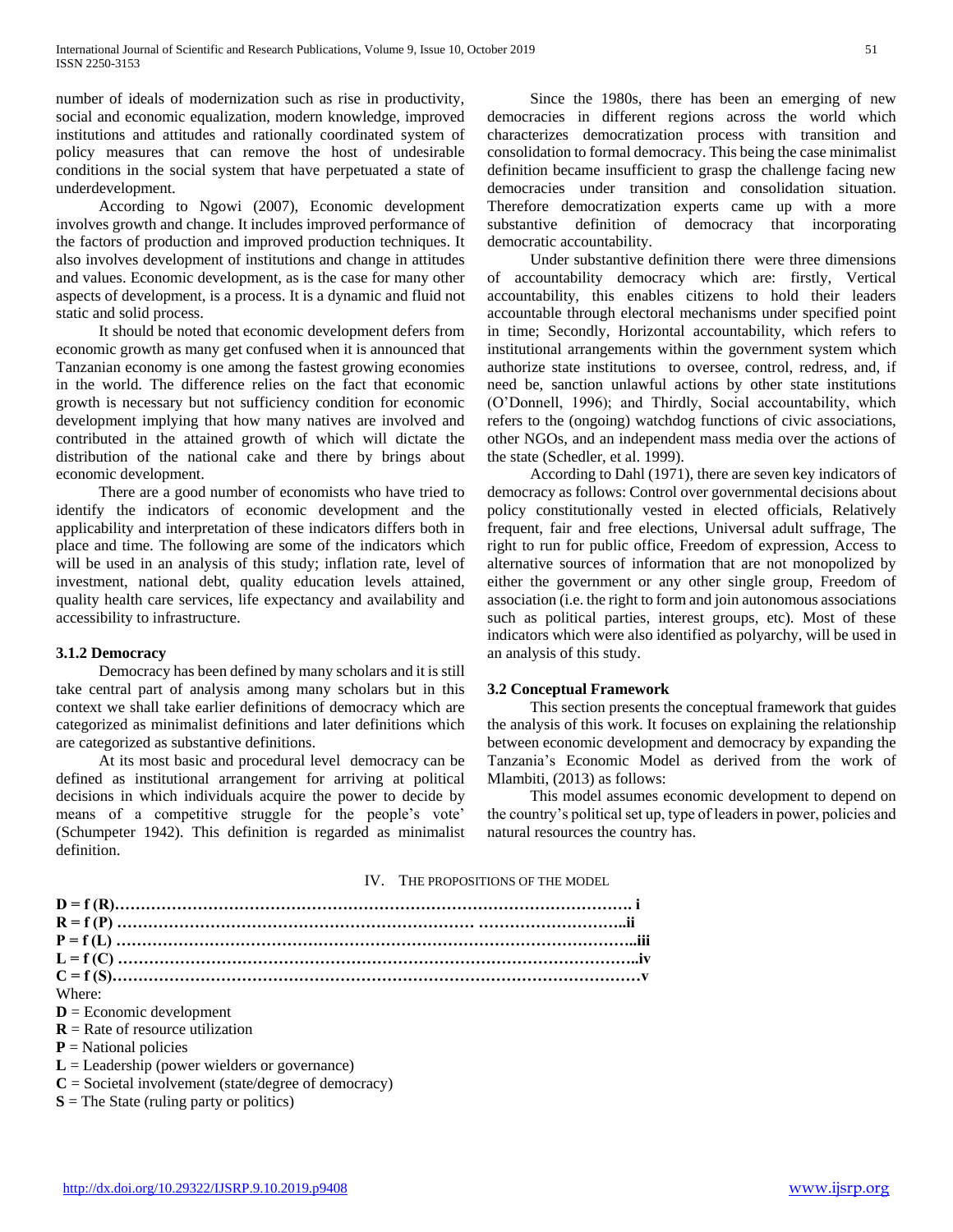number of ideals of modernization such as rise in productivity, social and economic equalization, modern knowledge, improved institutions and attitudes and rationally coordinated system of policy measures that can remove the host of undesirable conditions in the social system that have perpetuated a state of underdevelopment.

According to Ngowi (2007), Economic development involves growth and change. It includes improved performance of the factors of production and improved production techniques. It also involves development of institutions and change in attitudes and values. Economic development, as is the case for many other aspects of development, is a process. It is a dynamic and fluid not static and solid process.

It should be noted that economic development defers from economic growth as many get confused when it is announced that Tanzanian economy is one among the fastest growing economies in the world. The difference relies on the fact that economic growth is necessary but not sufficiency condition for economic development implying that how many natives are involved and contributed in the attained growth of which will dictate the distribution of the national cake and there by brings about economic development.

There are a good number of economists who have tried to identify the indicators of economic development and the applicability and interpretation of these indicators differs both in place and time. The following are some of the indicators which will be used in an analysis of this study; inflation rate, level of investment, national debt, quality education levels attained, quality health care services, life expectancy and availability and accessibility to infrastructure.

### 3.1.2 Democracy

Democracy has been defined by many scholars and it is still take central part of analysis among many scholars but in this context we shall take earlier definitions of democracy which are categorized as minimalist definitions and later definitions which are categorized as substantive definitions.

At its most basic and procedural level democracy can be defined as institutional arrangement for arriving at political decisions in which individuals acquire the power to decide by means of a competitive struggle for the people's vote' (Schumpeter 1942). This definition is regarded as minimalist definition.

Since the 1980s, there has been an emerging of new democracies in different regions across the world which characterizes democratization process with transition and consolidation to formal democracy. This being the case minimalist definition became insufficient to grasp the challenge facing new democracies under transition and consolidation situation. Therefore democratization experts came up with a more substantive definition of democracy that incorporating democratic accountability.

Under substantive definition there were three dimensions of accountability democracy which are: firstly, Vertical accountability, this enables citizens to hold their leaders accountable through electoral mechanisms under specified point in time; Secondly, Horizontal accountability, which refers to institutional arrangements within the government system which authorize state institutions to oversee, control, redress, and, if need be, sanction unlawful actions by other state institutions (O'Donnell, 1996); and Thirdly, Social accountability, which refers to the (ongoing) watchdog functions of civic associations, other NGOs, and an independent mass media over the actions of the state (Schedler, et al. 1999).

According to Dahl (1971), there are seven key indicators of democracy as follows: Control over governmental decisions about policy constitutionally vested in elected officials, Relatively frequent, fair and free elections, Universal adult suffrage, The right to run for public office, Freedom of expression, Access to alternative sources of information that are not monopolized by either the government or any other single group, Freedom of association (i.e. the right to form and join autonomous associations such as political parties, interest groups, etc). Most of these indicators which were also identified as polyarchy, will be used in an analysis of this study.

### 3.2 Conceptual Framework

This section presents the conceptual framework that guides the analysis of this work. It focuses on explaining the relationship between economic development and democracy by expanding the Tanzania's Economic Model as derived from the work of Mlambiti, (2013) as follows:

This model assumes economic development to depend on the country's political set up, type of leaders in power, policies and natural resources the country has.

## IV. THE PROPOSITIONS OF THE MODEL

**D = f (R)……………………………………………………………………………………… i**
**R = f (P) ……………………………………………………………… ………………………..ii**
**P = f (L) ………………………………………………………………………………………..iii**
**L = f (C) ………………………………………………………………………………………..iv**
**C = f (S)…………………………………………………………………………………………v**

Where:

**D** = Economic development
**R** = Rate of resource utilization
**P** = National policies
**L** = Leadership (power wielders or governance)
**C** = Societal involvement (state/degree of democracy)
**S** = The State (ruling party or politics)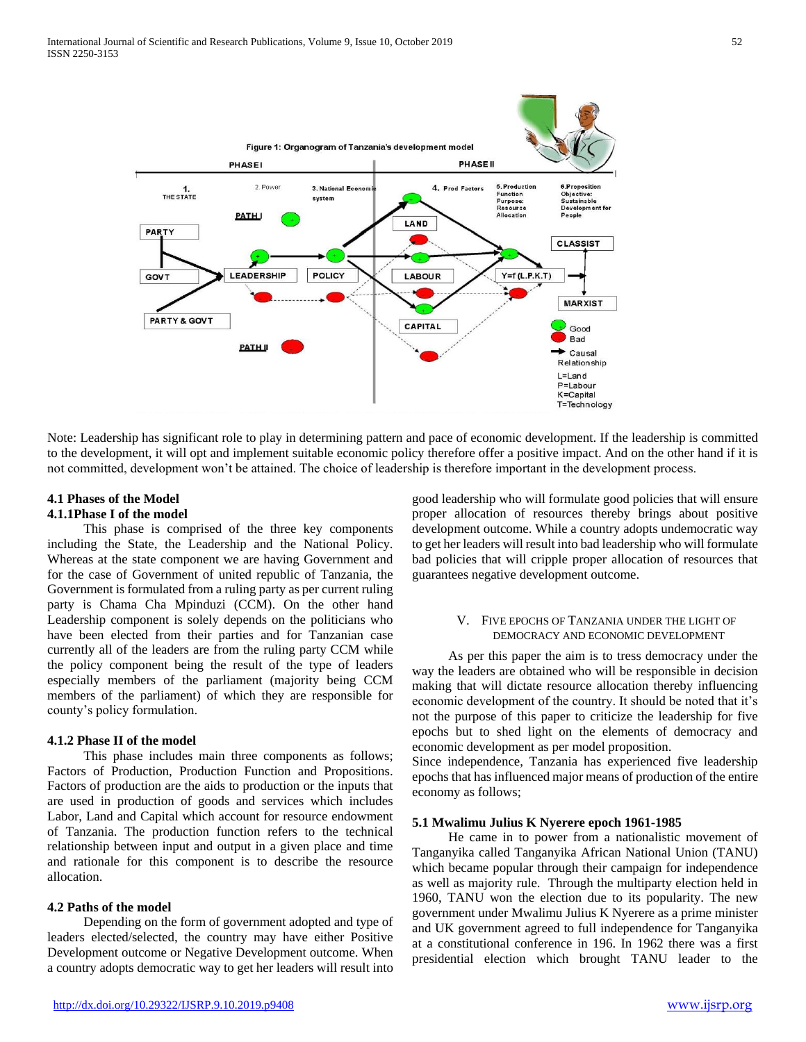Figure 1: Organogram of Tanzania's development model

Note: Leadership has significant role to play in determining pattern and pace of economic development. If the leadership is committed to the development, it will opt and implement suitable economic policy therefore offer a positive impact. And on the other hand if it is not committed, development won't be attained. The choice of leadership is therefore important in the development process.

### 4.1 Phases of the Model

#### 4.1.1Phase I of the model

This phase is comprised of the three key components including the State, the Leadership and the National Policy. Whereas at the state component we are having Government and for the case of Government of united republic of Tanzania, the Government is formulated from a ruling party as per current ruling party is Chama Cha Mpinduzi (CCM). On the other hand Leadership component is solely depends on the politicians who have been elected from their parties and for Tanzanian case currently all of the leaders are from the ruling party CCM while the policy component being the result of the type of leaders especially members of the parliament (majority being CCM members of the parliament) of which they are responsible for county's policy formulation.

#### 4.1.2 Phase II of the model

This phase includes main three components as follows; Factors of Production, Production Function and Propositions. Factors of production are the aids to production or the inputs that are used in production of goods and services which includes Labor, Land and Capital which account for resource endowment of Tanzania. The production function refers to the technical relationship between input and output in a given place and time and rationale for this component is to describe the resource allocation.

### 4.2 Paths of the model

Depending on the form of government adopted and type of leaders elected/selected, the country may have either Positive Development outcome or Negative Development outcome. When a country adopts democratic way to get her leaders will result into good leadership who will formulate good policies that will ensure proper allocation of resources thereby brings about positive development outcome. While a country adopts undemocratic way to get her leaders will result into bad leadership who will formulate bad policies that will cripple proper allocation of resources that guarantees negative development outcome.

## V. Five Epochs of Tanzania under the Light of Democracy and Economic Development

As per this paper the aim is to tress democracy under the way the leaders are obtained who will be responsible in decision making that will dictate resource allocation thereby influencing economic development of the country. It should be noted that it's not the purpose of this paper to criticize the leadership for five epochs but to shed light on the elements of democracy and economic development as per model proposition.

Since independence, Tanzania has experienced five leadership epochs that has influenced major means of production of the entire economy as follows;

### 5.1 Mwalimu Julius K Nyerere epoch 1961-1985

He came in to power from a nationalistic movement of Tanganyika called Tanganyika African National Union (TANU) which became popular through their campaign for independence as well as majority rule. Through the multiparty election held in 1960, TANU won the election due to its popularity. The new government under Mwalimu Julius K Nyerere as a prime minister and UK government agreed to full independence for Tanganyika at a constitutional conference in 196. In 1962 there was a first presidential election which brought TANU leader to the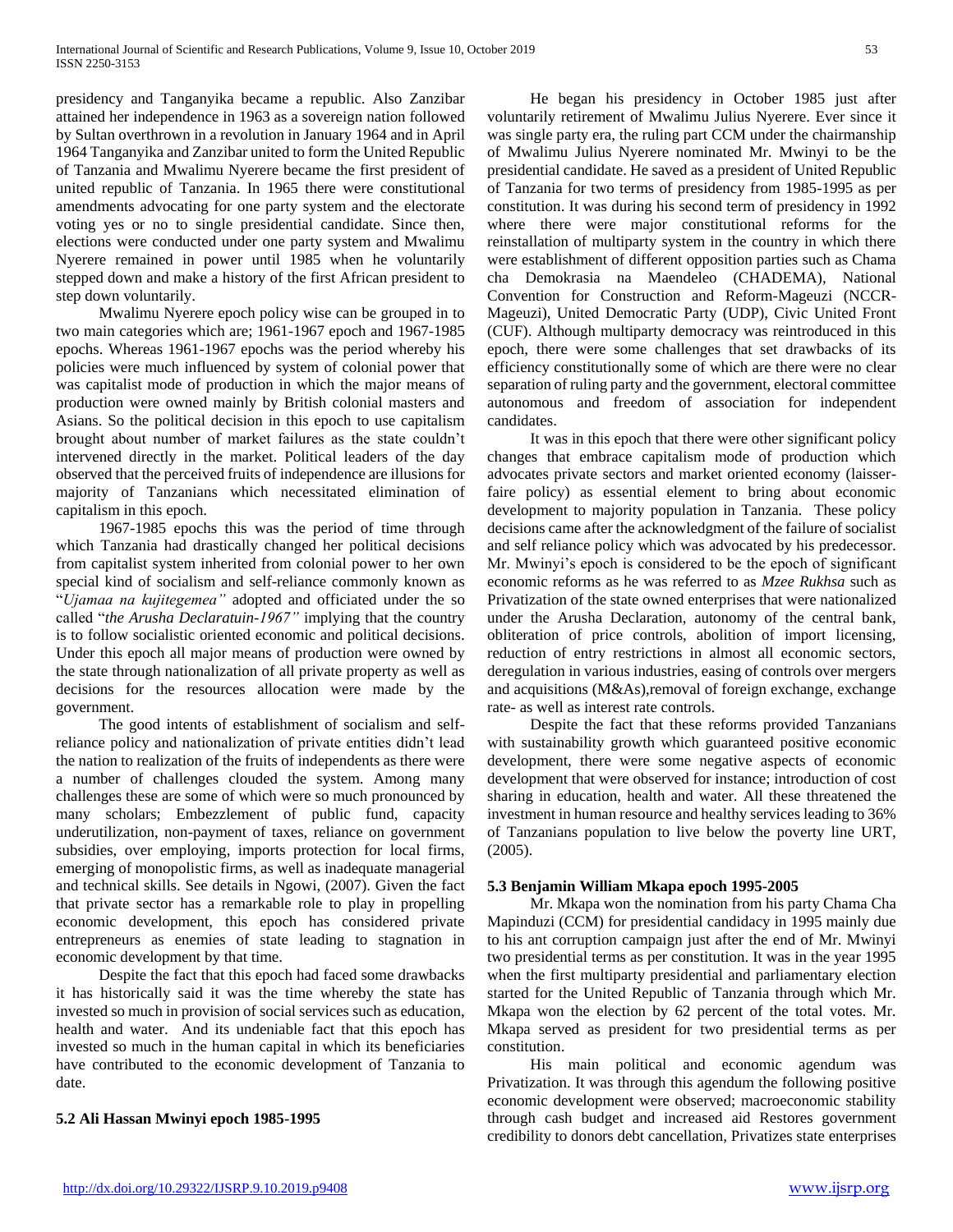presidency and Tanganyika became a republic. Also Zanzibar attained her independence in 1963 as a sovereign nation followed by Sultan overthrown in a revolution in January 1964 and in April 1964 Tanganyika and Zanzibar united to form the United Republic of Tanzania and Mwalimu Nyerere became the first president of united republic of Tanzania. In 1965 there were constitutional amendments advocating for one party system and the electorate voting yes or no to single presidential candidate. Since then, elections were conducted under one party system and Mwalimu Nyerere remained in power until 1985 when he voluntarily stepped down and make a history of the first African president to step down voluntarily.

Mwalimu Nyerere epoch policy wise can be grouped in to two main categories which are; 1961-1967 epoch and 1967-1985 epochs. Whereas 1961-1967 epochs was the period whereby his policies were much influenced by system of colonial power that was capitalist mode of production in which the major means of production were owned mainly by British colonial masters and Asians. So the political decision in this epoch to use capitalism brought about number of market failures as the state couldn't intervened directly in the market. Political leaders of the day observed that the perceived fruits of independence are illusions for majority of Tanzanians which necessitated elimination of capitalism in this epoch.

1967-1985 epochs this was the period of time through which Tanzania had drastically changed her political decisions from capitalist system inherited from colonial power to her own special kind of socialism and self-reliance commonly known as "*Ujamaa na kujitegemea"* adopted and officiated under the so called "*the Arusha Declaratuin-1967"* implying that the country is to follow socialistic oriented economic and political decisions. Under this epoch all major means of production were owned by the state through nationalization of all private property as well as decisions for the resources allocation were made by the government.

The good intents of establishment of socialism and self-reliance policy and nationalization of private entities didn't lead the nation to realization of the fruits of independents as there were a number of challenges clouded the system. Among many challenges these are some of which were so much pronounced by many scholars; Embezzlement of public fund, capacity underutilization, non-payment of taxes, reliance on government subsidies, over employing, imports protection for local firms, emerging of monopolistic firms, as well as inadequate managerial and technical skills. See details in Ngowi, (2007). Given the fact that private sector has a remarkable role to play in propelling economic development, this epoch has considered private entrepreneurs as enemies of state leading to stagnation in economic development by that time.

Despite the fact that this epoch had faced some drawbacks it has historically said it was the time whereby the state has invested so much in provision of social services such as education, health and water. And its undeniable fact that this epoch has invested so much in the human capital in which its beneficiaries have contributed to the economic development of Tanzania to date.

### 5.2 Ali Hassan Mwinyi epoch 1985-1995

He began his presidency in October 1985 just after voluntarily retirement of Mwalimu Julius Nyerere. Ever since it was single party era, the ruling part CCM under the chairmanship of Mwalimu Julius Nyerere nominated Mr. Mwinyi to be the presidential candidate. He saved as a president of United Republic of Tanzania for two terms of presidency from 1985-1995 as per constitution. It was during his second term of presidency in 1992 where there were major constitutional reforms for the reinstallation of multiparty system in the country in which there were establishment of different opposition parties such as Chama cha Demokrasia na Maendeleo (CHADEMA), National Convention for Construction and Reform-Mageuzi (NCCR-Mageuzi), United Democratic Party (UDP), Civic United Front (CUF). Although multiparty democracy was reintroduced in this epoch, there were some challenges that set drawbacks of its efficiency constitutionally some of which are there were no clear separation of ruling party and the government, electoral committee autonomous and freedom of association for independent candidates.

It was in this epoch that there were other significant policy changes that embrace capitalism mode of production which advocates private sectors and market oriented economy (laisser-faire policy) as essential element to bring about economic development to majority population in Tanzania. These policy decisions came after the acknowledgment of the failure of socialist and self reliance policy which was advocated by his predecessor. Mr. Mwinyi's epoch is considered to be the epoch of significant economic reforms as he was referred to as *Mzee Rukhsa* such as Privatization of the state owned enterprises that were nationalized under the Arusha Declaration, autonomy of the central bank, obliteration of price controls, abolition of import licensing, reduction of entry restrictions in almost all economic sectors, deregulation in various industries, easing of controls over mergers and acquisitions (M&As),removal of foreign exchange, exchange rate- as well as interest rate controls.

Despite the fact that these reforms provided Tanzanians with sustainability growth which guaranteed positive economic development, there were some negative aspects of economic development that were observed for instance; introduction of cost sharing in education, health and water. All these threatened the investment in human resource and healthy services leading to 36% of Tanzanians population to live below the poverty line URT, (2005).

### 5.3 Benjamin William Mkapa epoch 1995-2005

Mr. Mkapa won the nomination from his party Chama Cha Mapinduzi (CCM) for presidential candidacy in 1995 mainly due to his ant corruption campaign just after the end of Mr. Mwinyi two presidential terms as per constitution. It was in the year 1995 when the first multiparty presidential and parliamentary election started for the United Republic of Tanzania through which Mr. Mkapa won the election by 62 percent of the total votes. Mr. Mkapa served as president for two presidential terms as per constitution.

His main political and economic agendum was Privatization. It was through this agendum the following positive economic development were observed; macroeconomic stability through cash budget and increased aid Restores government credibility to donors debt cancellation, Privatizes state enterprises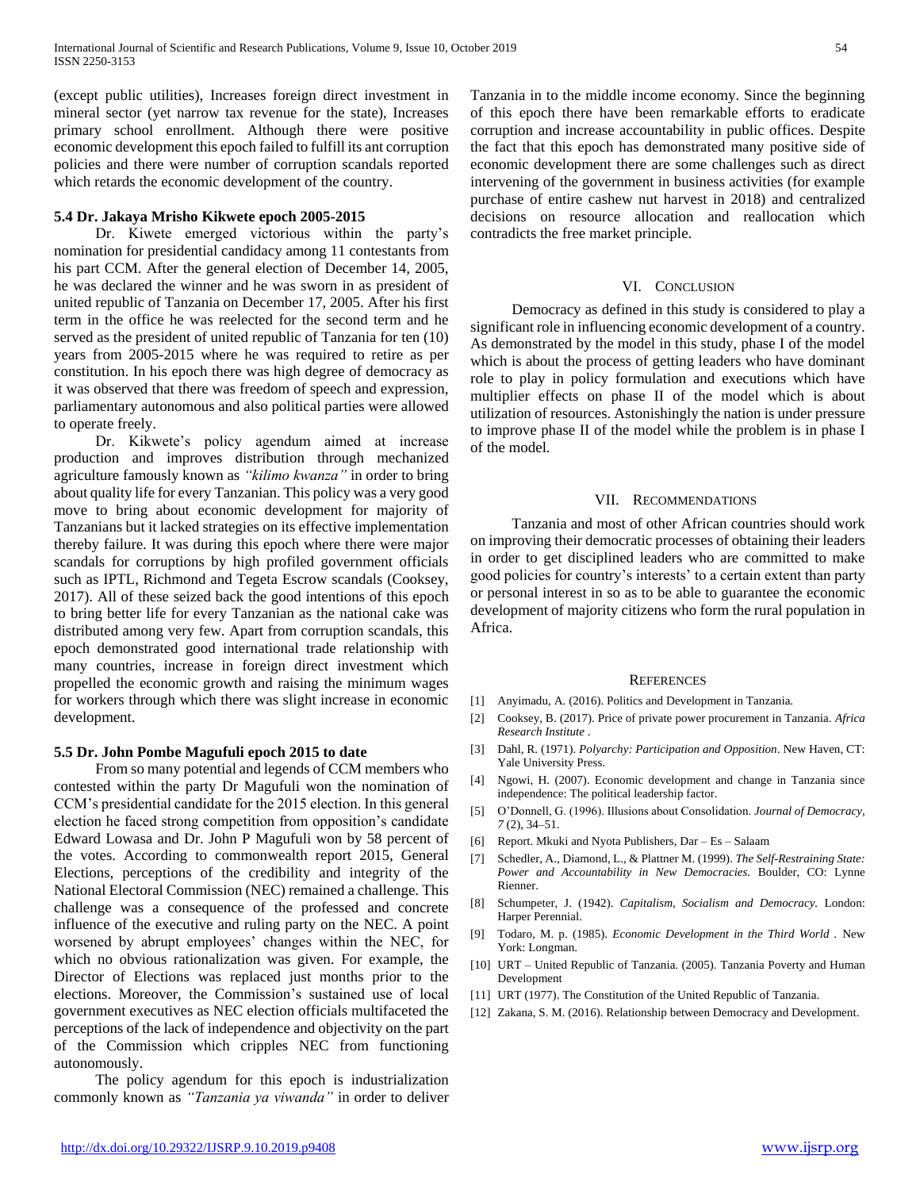(except public utilities), Increases foreign direct investment in mineral sector (yet narrow tax revenue for the state), Increases primary school enrollment. Although there were positive economic development this epoch failed to fulfill its ant corruption policies and there were number of corruption scandals reported which retards the economic development of the country.

### 5.4 Dr. Jakaya Mrisho Kikwete epoch 2005-2015

Dr. Kiwete emerged victorious within the party's nomination for presidential candidacy among 11 contestants from his part CCM. After the general election of December 14, 2005, he was declared the winner and he was sworn in as president of united republic of Tanzania on December 17, 2005. After his first term in the office he was reelected for the second term and he served as the president of united republic of Tanzania for ten (10) years from 2005-2015 where he was required to retire as per constitution. In his epoch there was high degree of democracy as it was observed that there was freedom of speech and expression, parliamentary autonomous and also political parties were allowed to operate freely.

Dr. Kikwete's policy agendum aimed at increase production and improves distribution through mechanized agriculture famously known as *"kilimo kwanza"* in order to bring about quality life for every Tanzanian. This policy was a very good move to bring about economic development for majority of Tanzanians but it lacked strategies on its effective implementation thereby failure. It was during this epoch where there were major scandals for corruptions by high profiled government officials such as IPTL, Richmond and Tegeta Escrow scandals (Cooksey, 2017). All of these seized back the good intentions of this epoch to bring better life for every Tanzanian as the national cake was distributed among very few. Apart from corruption scandals, this epoch demonstrated good international trade relationship with many countries, increase in foreign direct investment which propelled the economic growth and raising the minimum wages for workers through which there was slight increase in economic development.

### 5.5 Dr. John Pombe Magufuli epoch 2015 to date

From so many potential and legends of CCM members who contested within the party Dr Magufuli won the nomination of CCM's presidential candidate for the 2015 election. In this general election he faced strong competition from opposition's candidate Edward Lowasa and Dr. John P Magufuli won by 58 percent of the votes. According to commonwealth report 2015, General Elections, perceptions of the credibility and integrity of the National Electoral Commission (NEC) remained a challenge. This challenge was a consequence of the professed and concrete influence of the executive and ruling party on the NEC. A point worsened by abrupt employees' changes within the NEC, for which no obvious rationalization was given. For example, the Director of Elections was replaced just months prior to the elections. Moreover, the Commission's sustained use of local government executives as NEC election officials multifaceted the perceptions of the lack of independence and objectivity on the part of the Commission which cripples NEC from functioning autonomously.

The policy agendum for this epoch is industrialization commonly known as *"Tanzania ya viwanda"* in order to deliver Tanzania in to the middle income economy. Since the beginning of this epoch there have been remarkable efforts to eradicate corruption and increase accountability in public offices. Despite the fact that this epoch has demonstrated many positive side of economic development there are some challenges such as direct intervening of the government in business activities (for example purchase of entire cashew nut harvest in 2018) and centralized decisions on resource allocation and reallocation which contradicts the free market principle.

## VI. Conclusion

Democracy as defined in this study is considered to play a significant role in influencing economic development of a country. As demonstrated by the model in this study, phase I of the model which is about the process of getting leaders who have dominant role to play in policy formulation and executions which have multiplier effects on phase II of the model which is about utilization of resources. Astonishingly the nation is under pressure to improve phase II of the model while the problem is in phase I of the model.

## VII. Recommendations

Tanzania and most of other African countries should work on improving their democratic processes of obtaining their leaders in order to get disciplined leaders who are committed to make good policies for country's interests' to a certain extent than party or personal interest in so as to be able to guarantee the economic development of majority citizens who form the rural population in Africa.

## References

[1] Anyimadu, A. (2016). Politics and Development in Tanzania.

[2] Cooksey, B. (2017). Price of private power procurement in Tanzania. *Africa Research Institute* .

[3] Dahl, R. (1971). *Polyarchy: Participation and Opposition*. New Haven, CT: Yale University Press.

[4] Ngowi, H. (2007). Economic development and change in Tanzania since independence: The political leadership factor.

[5] O'Donnell, G. (1996). Illusions about Consolidation. *Journal of Democracy, 7* (2), 34–51.

[6] Report. Mkuki and Nyota Publishers, Dar – Es – Salaam

[7] Schedler, A., Diamond, L., & Plattner M. (1999). *The Self-Restraining State: Power and Accountability in New Democracies.* Boulder, CO: Lynne Rienner.

[8] Schumpeter, J. (1942). *Capitalism, Socialism and Democracy.* London: Harper Perennial.

[9] Todaro, M. p. (1985). *Economic Development in the Third World* . New York: Longman.

[10] URT – United Republic of Tanzania. (2005). Tanzania Poverty and Human Development

[11] URT (1977). The Constitution of the United Republic of Tanzania.

[12] Zakana, S. M. (2016). Relationship between Democracy and Development.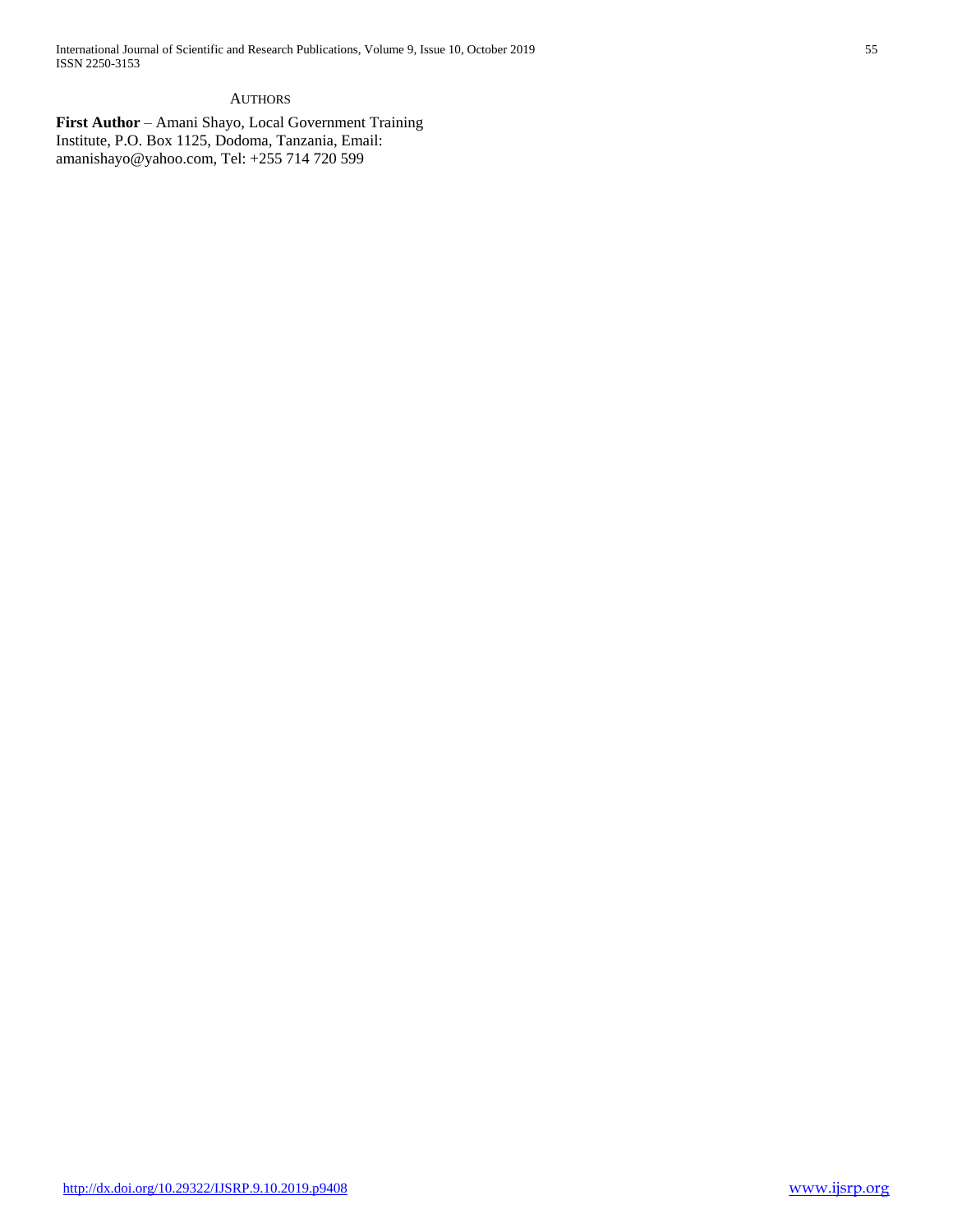## AUTHORS

**First Author** – Amani Shayo, Local Government Training Institute, P.O. Box 1125, Dodoma, Tanzania, Email: amanishayo@yahoo.com, Tel: +255 714 720 599